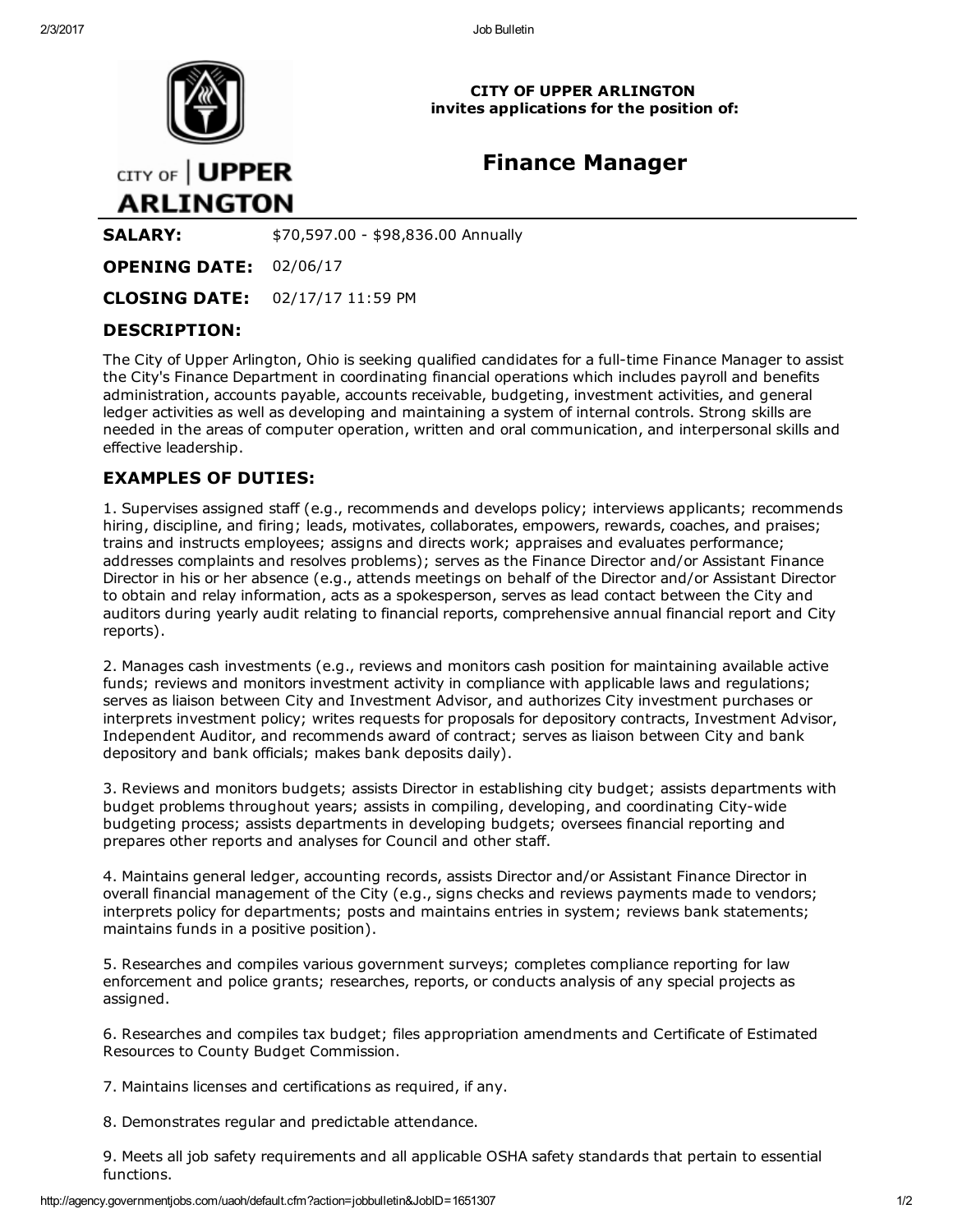**CITY OF UPPER ARLINGTON**
**invites applications for the position of:**

# Finance Manager

**SALARY:** $70,597.00 - $98,836.00 Annually

**OPENING DATE:** 02/06/17

**CLOSING DATE:** 02/17/17 11:59 PM

## DESCRIPTION:

The City of Upper Arlington, Ohio is seeking qualified candidates for a full-time Finance Manager to assist the City's Finance Department in coordinating financial operations which includes payroll and benefits administration, accounts payable, accounts receivable, budgeting, investment activities, and general ledger activities as well as developing and maintaining a system of internal controls. Strong skills are needed in the areas of computer operation, written and oral communication, and interpersonal skills and effective leadership.

## EXAMPLES OF DUTIES:

1. Supervises assigned staff (e.g., recommends and develops policy; interviews applicants; recommends hiring, discipline, and firing; leads, motivates, collaborates, empowers, rewards, coaches, and praises; trains and instructs employees; assigns and directs work; appraises and evaluates performance; addresses complaints and resolves problems); serves as the Finance Director and/or Assistant Finance Director in his or her absence (e.g., attends meetings on behalf of the Director and/or Assistant Director to obtain and relay information, acts as a spokesperson, serves as lead contact between the City and auditors during yearly audit relating to financial reports, comprehensive annual financial report and City reports).

2. Manages cash investments (e.g., reviews and monitors cash position for maintaining available active funds; reviews and monitors investment activity in compliance with applicable laws and regulations; serves as liaison between City and Investment Advisor, and authorizes City investment purchases or interprets investment policy; writes requests for proposals for depository contracts, Investment Advisor, Independent Auditor, and recommends award of contract; serves as liaison between City and bank depository and bank officials; makes bank deposits daily).

3. Reviews and monitors budgets; assists Director in establishing city budget; assists departments with budget problems throughout years; assists in compiling, developing, and coordinating City-wide budgeting process; assists departments in developing budgets; oversees financial reporting and prepares other reports and analyses for Council and other staff.

4. Maintains general ledger, accounting records, assists Director and/or Assistant Finance Director in overall financial management of the City (e.g., signs checks and reviews payments made to vendors; interprets policy for departments; posts and maintains entries in system; reviews bank statements; maintains funds in a positive position).

5. Researches and compiles various government surveys; completes compliance reporting for law enforcement and police grants; researches, reports, or conducts analysis of any special projects as assigned.

6. Researches and compiles tax budget; files appropriation amendments and Certificate of Estimated Resources to County Budget Commission.

7. Maintains licenses and certifications as required, if any.

8. Demonstrates regular and predictable attendance.

9. Meets all job safety requirements and all applicable OSHA safety standards that pertain to essential functions.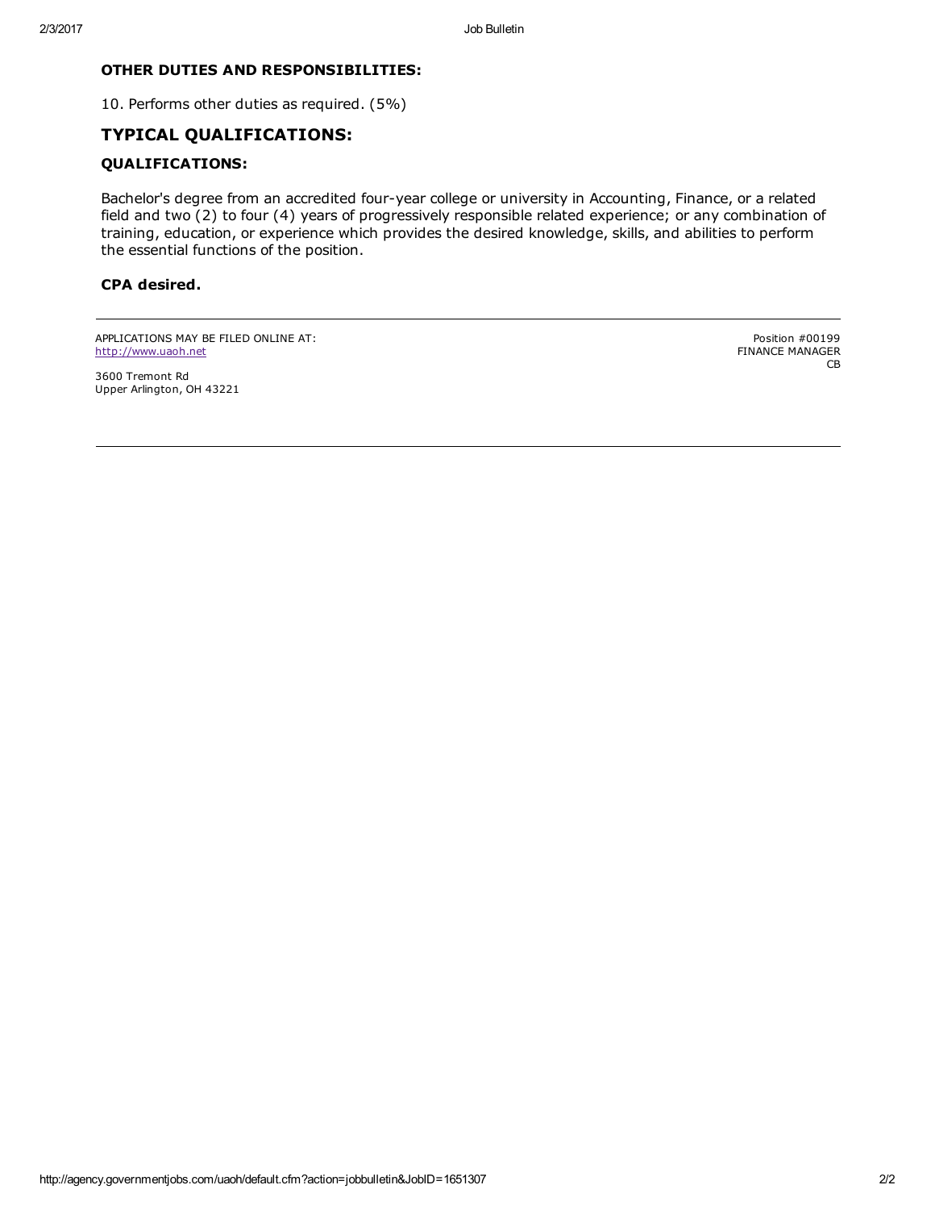### OTHER DUTIES AND RESPONSIBILITIES:

10. Performs other duties as required. (5%)

## TYPICAL QUALIFICATIONS:

### QUALIFICATIONS:

Bachelor's degree from an accredited four-year college or university in Accounting, Finance, or a related field and two (2) to four (4) years of progressively responsible related experience; or any combination of training, education, or experience which provides the desired knowledge, skills, and abilities to perform the essential functions of the position.

**CPA desired.**

---

APPLICATIONS MAY BE FILED ONLINE AT:
http://www.uaoh.net

3600 Tremont Rd
Upper Arlington, OH 43221

Position #00199
FINANCE MANAGER
CB

---